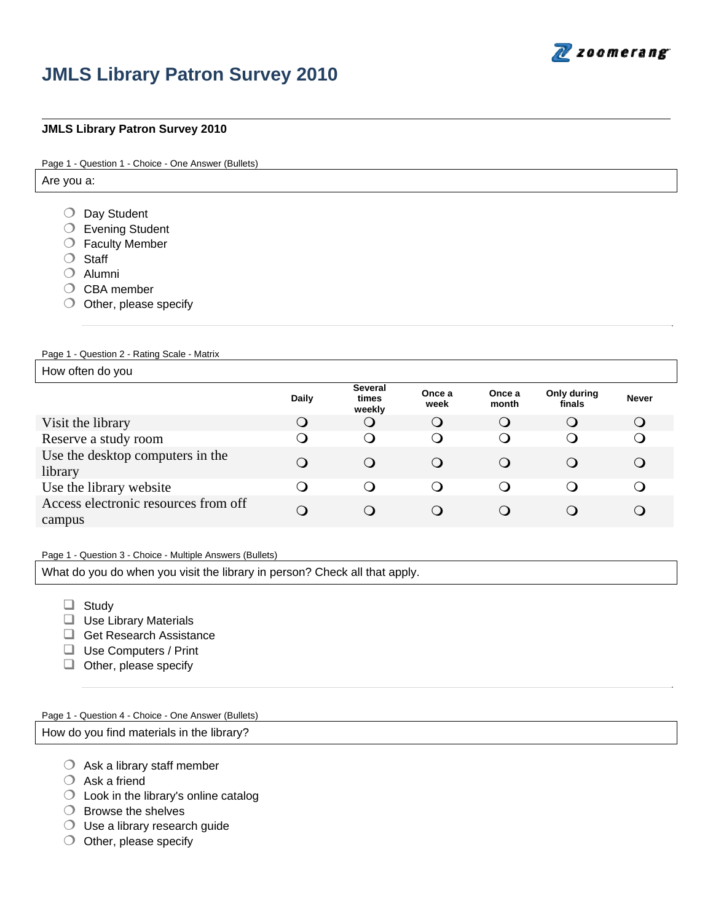# JMLS Library Patron Survey 2010

**JMLS Library Patron Survey 2010**

Page 1 - Question 1 - Choice - One Answer (Bullets)

Are you a:

- ❍ Day Student
- ❍ Evening Student
- ❍ Faculty Member
- ❍ Staff
- ❍ Alumni
- ❍ CBA member
- ❍ Other, please specify

Page 1 - Question 2 - Rating Scale - Matrix

How often do you

| | Daily | Several times weekly | Once a week | Once a month | Only during finals | Never |
|---|---|---|---|---|---|---|
| Visit the library | ❍ | ❍ | ❍ | ❍ | ❍ | ❍ |
| Reserve a study room | ❍ | ❍ | ❍ | ❍ | ❍ | ❍ |
| Use the desktop computers in the library | ❍ | ❍ | ❍ | ❍ | ❍ | ❍ |
| Use the library website | ❍ | ❍ | ❍ | ❍ | ❍ | ❍ |
| Access electronic resources from off campus | ❍ | ❍ | ❍ | ❍ | ❍ | ❍ |

Page 1 - Question 3 - Choice - Multiple Answers (Bullets)

What do you do when you visit the library in person? Check all that apply.

- ❑ Study
- ❑ Use Library Materials
- ❑ Get Research Assistance
- ❑ Use Computers / Print
- ❑ Other, please specify

Page 1 - Question 4 - Choice - One Answer (Bullets)

How do you find materials in the library?

- ❍ Ask a library staff member
- ❍ Ask a friend
- ❍ Look in the library's online catalog
- ❍ Browse the shelves
- ❍ Use a library research guide
- ❍ Other, please specify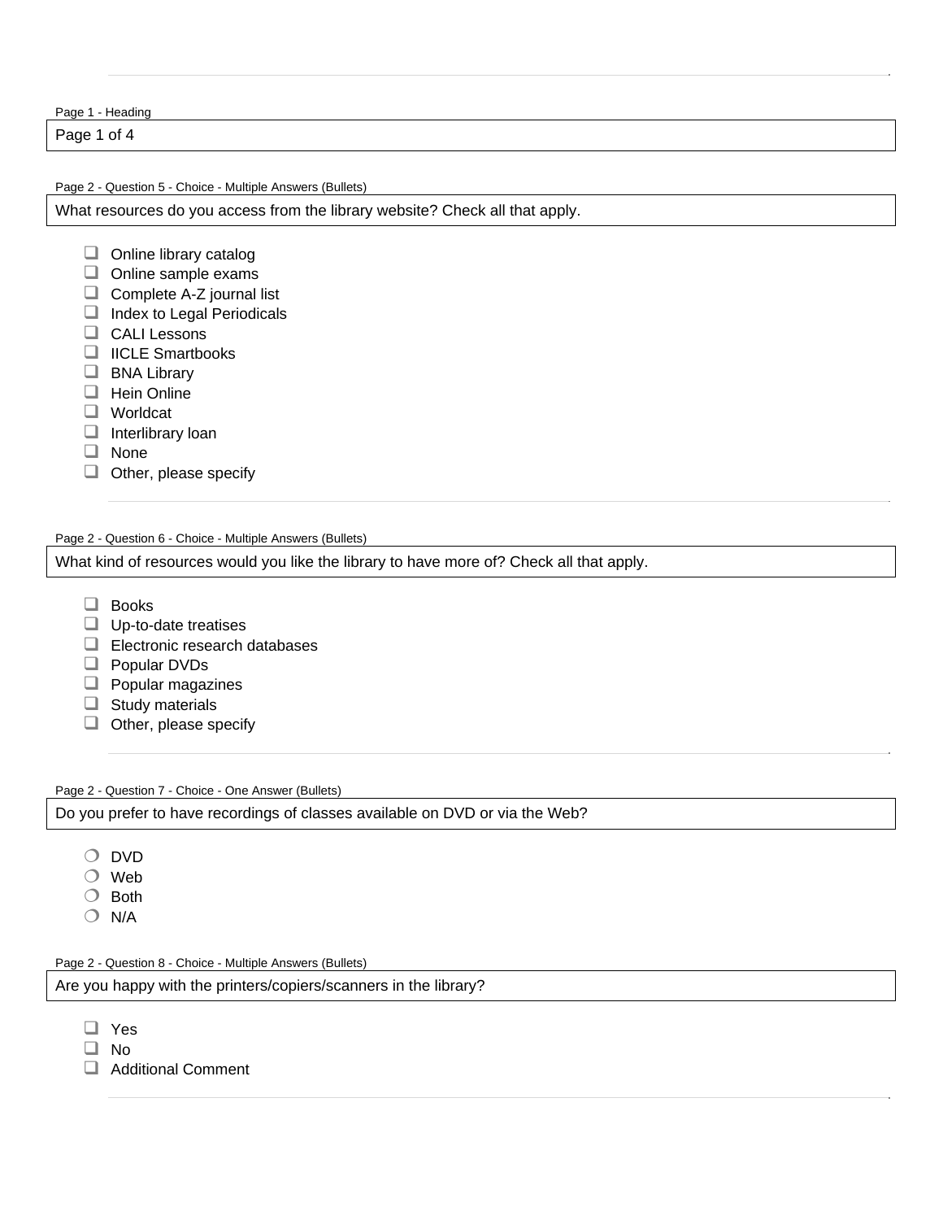Page 1 - Heading

Page 1 of 4

Page 2 - Question 5 - Choice - Multiple Answers (Bullets)

What resources do you access from the library website? Check all that apply.

- ☐ Online library catalog
- ☐ Online sample exams
- ☐ Complete A-Z journal list
- ☐ Index to Legal Periodicals
- ☐ CALI Lessons
- ☐ IICLE Smartbooks
- ☐ BNA Library
- ☐ Hein Online
- ☐ Worldcat
- ☐ Interlibrary loan
- ☐ None
- ☐ Other, please specify

Page 2 - Question 6 - Choice - Multiple Answers (Bullets)

What kind of resources would you like the library to have more of? Check all that apply.

- ☐ Books
- ☐ Up-to-date treatises
- ☐ Electronic research databases
- ☐ Popular DVDs
- ☐ Popular magazines
- ☐ Study materials
- ☐ Other, please specify

Page 2 - Question 7 - Choice - One Answer (Bullets)

Do you prefer to have recordings of classes available on DVD or via the Web?

- ○ DVD
- ○ Web
- ○ Both
- ○ N/A

Page 2 - Question 8 - Choice - Multiple Answers (Bullets)

Are you happy with the printers/copiers/scanners in the library?

- ☐ Yes
- ☐ No
- ☐ Additional Comment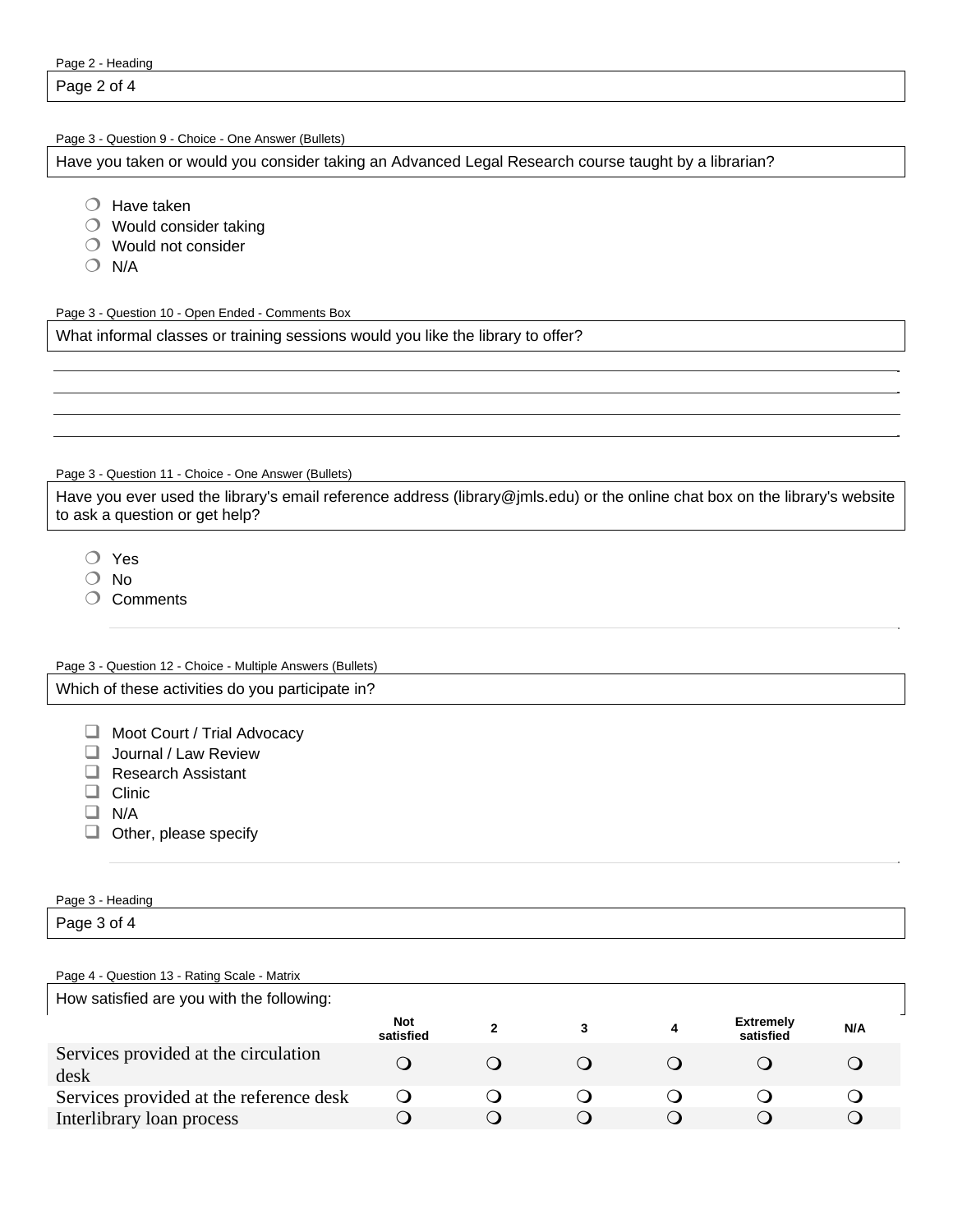Page 2 - Heading

Page 2 of 4

Page 3 - Question 9 - Choice - One Answer (Bullets)

Have you taken or would you consider taking an Advanced Legal Research course taught by a librarian?

- ❍ Have taken
- ❍ Would consider taking
- ❍ Would not consider
- ❍ N/A

Page 3 - Question 10 - Open Ended - Comments Box

What informal classes or training sessions would you like the library to offer?

Page 3 - Question 11 - Choice - One Answer (Bullets)

Have you ever used the library's email reference address (library@jmls.edu) or the online chat box on the library's website to ask a question or get help?

- ❍ Yes
- ❍ No
- ❍ Comments

Page 3 - Question 12 - Choice - Multiple Answers (Bullets)

Which of these activities do you participate in?

- ❑ Moot Court / Trial Advocacy
- ❑ Journal / Law Review
- ❑ Research Assistant
- ❑ Clinic
- ❑ N/A
- ❑ Other, please specify

Page 3 - Heading

Page 3 of 4

Page 4 - Question 13 - Rating Scale - Matrix

How satisfied are you with the following:

| | Not satisfied | 2 | 3 | 4 | Extremely satisfied | N/A |
|---|---|---|---|---|---|---|
| Services provided at the circulation desk | ❍ | ❍ | ❍ | ❍ | ❍ | ❍ |
| Services provided at the reference desk | ❍ | ❍ | ❍ | ❍ | ❍ | ❍ |
| Interlibrary loan process | ❍ | ❍ | ❍ | ❍ | ❍ | ❍ |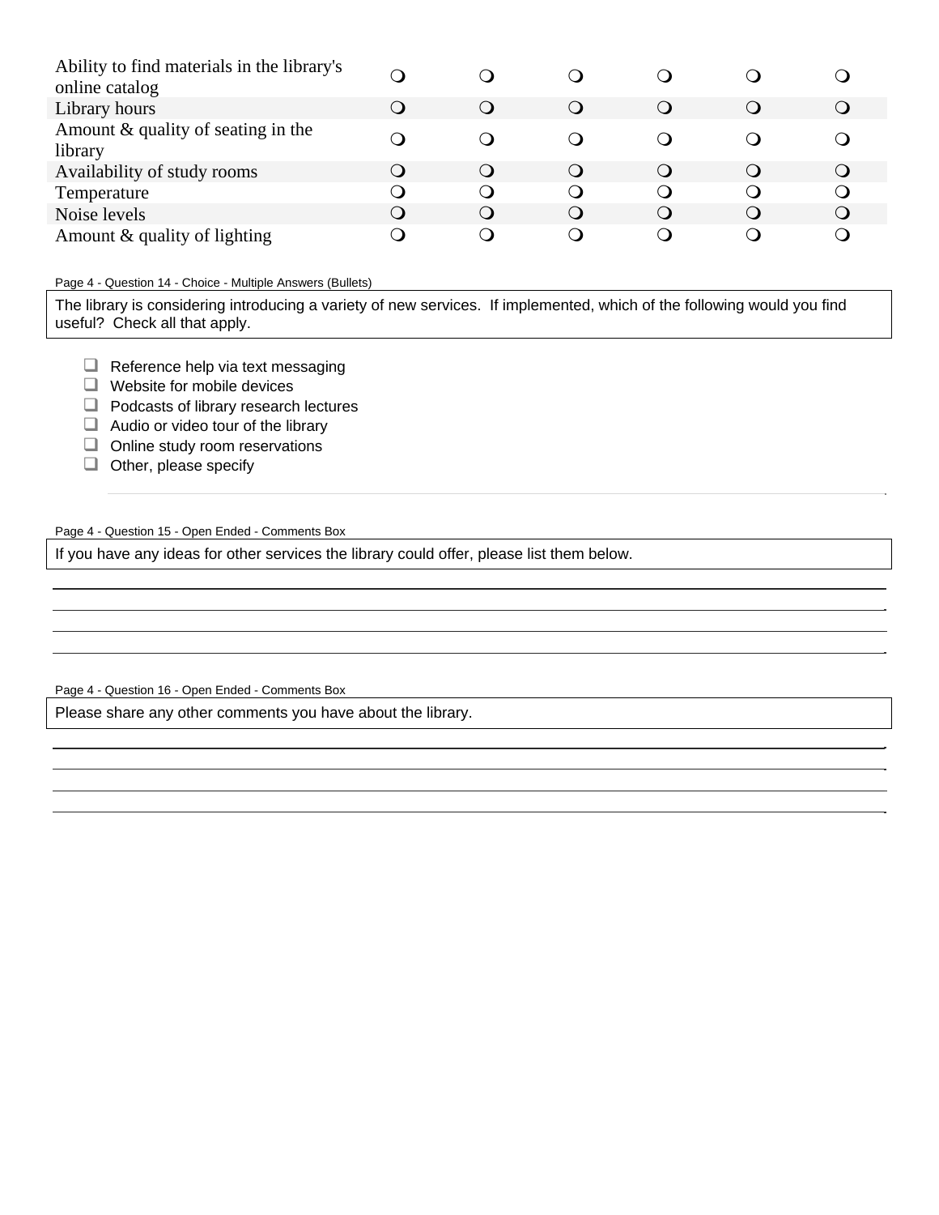| | | | | | | |
|---|---|---|---|---|---|---|
| Ability to find materials in the library's online catalog | ❍ | ❍ | ❍ | ❍ | ❍ | ❍ |
| Library hours | ❍ | ❍ | ❍ | ❍ | ❍ | ❍ |
| Amount & quality of seating in the library | ❍ | ❍ | ❍ | ❍ | ❍ | ❍ |
| Availability of study rooms | ❍ | ❍ | ❍ | ❍ | ❍ | ❍ |
| Temperature | ❍ | ❍ | ❍ | ❍ | ❍ | ❍ |
| Noise levels | ❍ | ❍ | ❍ | ❍ | ❍ | ❍ |
| Amount & quality of lighting | ❍ | ❍ | ❍ | ❍ | ❍ | ❍ |

Page 4 - Question 14 - Choice - Multiple Answers (Bullets)

The library is considering introducing a variety of new services. If implemented, which of the following would you find useful? Check all that apply.

- ❑ Reference help via text messaging
- ❑ Website for mobile devices
- ❑ Podcasts of library research lectures
- ❑ Audio or video tour of the library
- ❑ Online study room reservations
- ❑ Other, please specify

______________________________________________

Page 4 - Question 15 - Open Ended - Comments Box

If you have any ideas for other services the library could offer, please list them below.

______________________________________________

______________________________________________

______________________________________________

______________________________________________

Page 4 - Question 16 - Open Ended - Comments Box

Please share any other comments you have about the library.

______________________________________________

______________________________________________

______________________________________________

______________________________________________